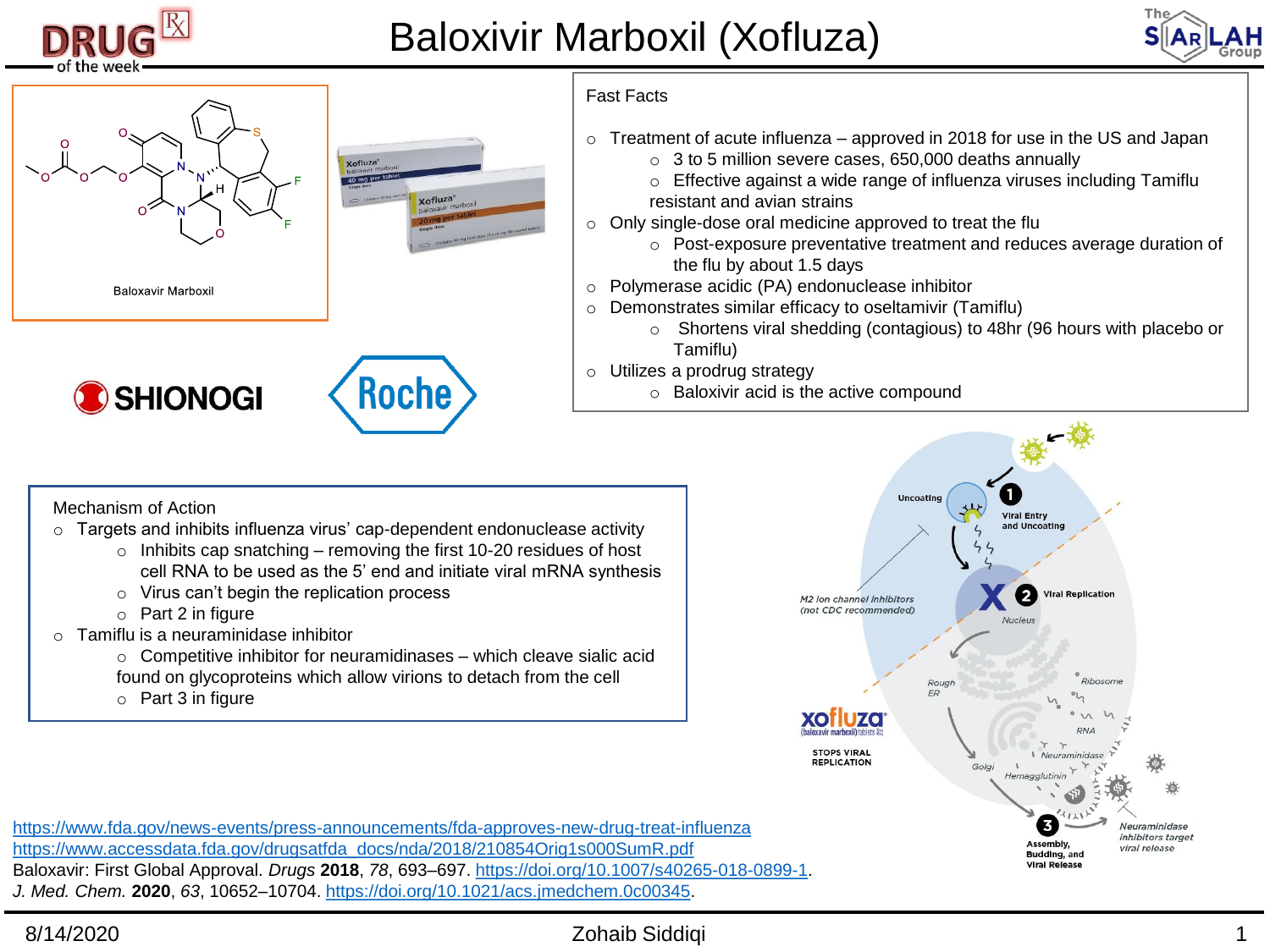# Baloxivir Marboxil (Xofluza)

Baloxavir Marboxil

## Fast Facts

- Treatment of acute influenza – approved in 2018 for use in the US and Japan
  - 3 to 5 million severe cases, 650,000 deaths annually
  - Effective against a wide range of influenza viruses including Tamiflu resistant and avian strains
- Only single-dose oral medicine approved to treat the flu
  - Post-exposure preventative treatment and reduces average duration of the flu by about 1.5 days
- Polymerase acidic (PA) endonuclease inhibitor
- Demonstrates similar efficacy to oseltamivir (Tamiflu)
  - Shortens viral shedding (contagious) to 48hr (96 hours with placebo or Tamiflu)
- Utilizes a prodrug strategy
  - Baloxivir acid is the active compound

## Mechanism of Action

- Targets and inhibits influenza virus' cap-dependent endonuclease activity
  - Inhibits cap snatching – removing the first 10-20 residues of host cell RNA to be used as the 5' end and initiate viral mRNA synthesis
  - Virus can't begin the replication process
  - Part 2 in figure
- Tamiflu is a neuraminidase inhibitor
  - Competitive inhibitor for neuramidinases – which cleave sialic acid found on glycoproteins which allow virions to detach from the cell
  - Part 3 in figure

https://www.fda.gov/news-events/press-announcements/fda-approves-new-drug-treat-influenza
https://www.accessdata.fda.gov/drugsatfda_docs/nda/2018/210854Orig1s000SumR.pdf
Baloxavir: First Global Approval. *Drugs* **2018**, *78*, 693–697. https://doi.org/10.1007/s40265-018-0899-1.
*J. Med. Chem.* **2020**, *63*, 10652–10704. https://doi.org/10.1021/acs.jmedchem.0c00345.

8/14/2020 Zohaib Siddiqi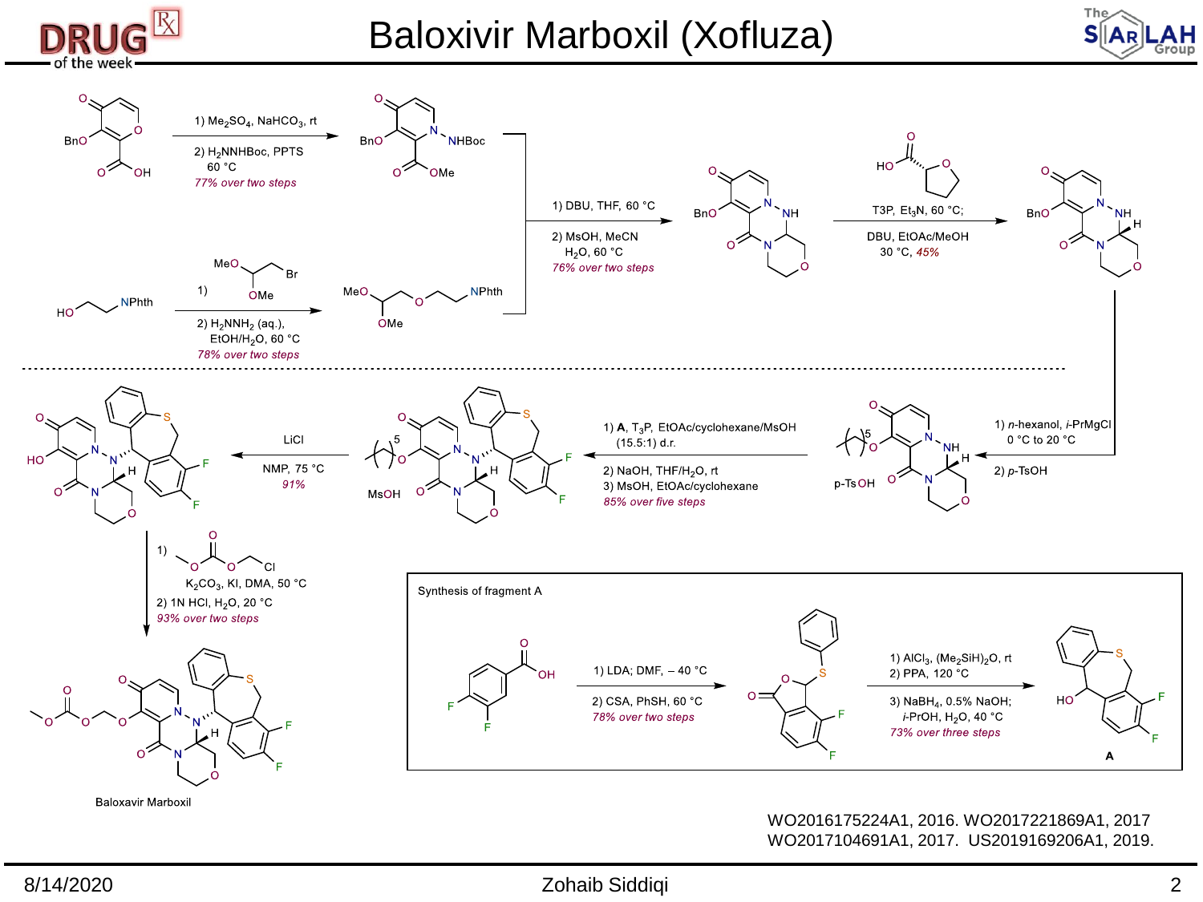# Baloxivir Marboxil (Xofluza)

1) $Me_2SO_4$, $NaHCO_3$, rt
2) $H_2NNHBoc$, PPTS
60 °C
*77% over two steps*

1) MeO(OMe)CH–$CH_2$Br
2) $H_2NNH_2$ (aq.), EtOH/$H_2O$, 60 °C
*78% over two steps*

1) DBU, THF, 60 °C
2) MsOH, MeCN
$H_2O$, 60 °C
*76% over two steps*

T3P, $Et_3N$, 60 °C;
DBU, EtOAc/MeOH
30 °C, *45%*

1) *n*-hexanol, *i*-PrMgCl
0 °C to 20 °C
2) *p*-TsOH

1) **A**, $T_3P$, EtOAc/cyclohexane/MsOH
(15.5:1) d.r.
2) NaOH, THF/$H_2O$, rt
3) MsOH, EtOAc/cyclohexane
*85% over five steps*

LiCl
NMP, 75 °C
*91%*

1) $K_2CO_3$, KI, DMA, 50 °C
2) 1N HCl, $H_2O$, 20 °C
*93% over two steps*

Baloxavir Marboxil

**Synthesis of fragment A**

1) LDA; DMF, – 40 °C
2) CSA, PhSH, 60 °C
*78% over two steps*

1) $AlCl_3$, $(Me_2SiH)_2O$, rt
2) PPA, 120 °C
3) $NaBH_4$, 0.5% NaOH;
*i*-PrOH, $H_2O$, 40 °C
*73% over three steps*

**A**

WO2016175224A1, 2016. WO2017221869A1, 2017
WO2017104691A1, 2017. US2019169206A1, 2019.

8/14/2020 Zohaib Siddiqi